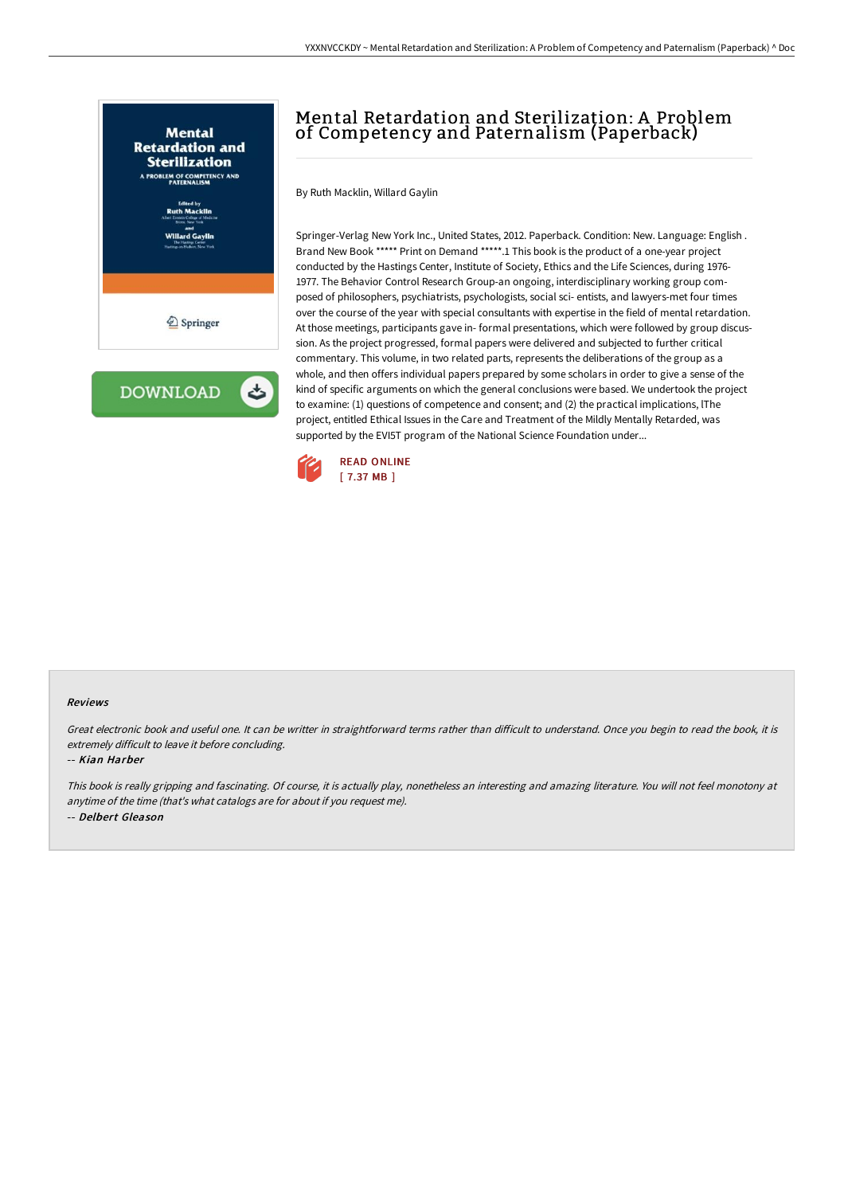# Mental Retardation and Sterilization: A Problem of Competency and Paternalism (Paperback)

By Ruth Macklin, Willard Gaylin

Springer-Verlag New York Inc., United States, 2012. Paperback. Condition: New. Language: English . Brand New Book ***** Print on Demand *****.1 This book is the product of a one-year project conducted by the Hastings Center, Institute of Society, Ethics and the Life Sciences, during 1976-1977. The Behavior Control Research Group-an ongoing, interdisciplinary working group com- posed of philosophers, psychiatrists, psychologists, social sci- entists, and lawyers-met four times over the course of the year with special consultants with expertise in the field of mental retardation. At those meetings, participants gave in- formal presentations, which were followed by group discus- sion. As the project progressed, formal papers were delivered and subjected to further critical commentary. This volume, in two related parts, represents the deliberations of the group as a whole, and then offers individual papers prepared by some scholars in order to give a sense of the kind of specific arguments on which the general conclusions were based. We undertook the project to examine: (1) questions of competence and consent; and (2) the practical implications, lThe project, entitled Ethical Issues in the Care and Treatment of the Mildly Mentally Retarded, was supported by the EVI5T program of the National Science Foundation under...

READ ONLINE
[ 7.37 MB ]

### Reviews

*Great electronic book and useful one. It can be writter in straightforward terms rather than difficult to understand. Once you begin to read the book, it is extremely difficult to leave it before concluding.*

*-- Kian Harber*

*This book is really gripping and fascinating. Of course, it is actually play, nonetheless an interesting and amazing literature. You will not feel monotony at anytime of the time (that's what catalogs are for about if you request me).*

*-- Delbert Gleason*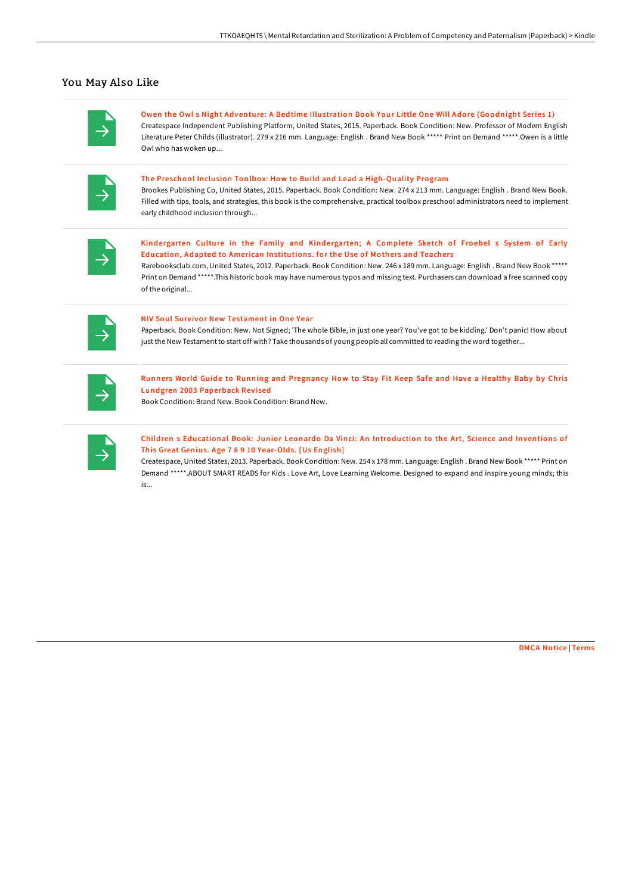## You May Also Like

**Owen the Owl s Night Adventure: A Bedtime Illustration Book Your Little One Will Adore (Goodnight Series 1)**
Createspace Independent Publishing Platform, United States, 2015. Paperback. Book Condition: New. Professor of Modern English Literature Peter Childs (illustrator). 279 x 216 mm. Language: English . Brand New Book ***** Print on Demand *****.Owen is a little Owl who has woken up...

**The Preschool Inclusion Toolbox: How to Build and Lead a High-Quality Program**
Brookes Publishing Co, United States, 2015. Paperback. Book Condition: New. 274 x 213 mm. Language: English . Brand New Book. Filled with tips, tools, and strategies, this book is the comprehensive, practical toolbox preschool administrators need to implement early childhood inclusion through...

**Kindergarten Culture in the Family and Kindergarten; A Complete Sketch of Froebel s System of Early Education, Adapted to American Institutions. for the Use of Mothers and Teachers**
Rarebooksclub.com, United States, 2012. Paperback. Book Condition: New. 246 x 189 mm. Language: English . Brand New Book ***** Print on Demand *****.This historic book may have numerous typos and missing text. Purchasers can download a free scanned copy of the original...

**NIV Soul Survivor New Testament in One Year**
Paperback. Book Condition: New. Not Signed; 'The whole Bible, in just one year? You've got to be kidding.' Don't panic! How about just the New Testament to start off with? Take thousands of young people all committed to reading the word together...

**Runners World Guide to Running and Pregnancy How to Stay Fit Keep Safe and Have a Healthy Baby by Chris Lundgren 2003 Paperback Revised**
Book Condition: Brand New. Book Condition: Brand New.

**Children s Educational Book: Junior Leonardo Da Vinci: An Introduction to the Art, Science and Inventions of This Great Genius. Age 7 8 9 10 Year-Olds. [Us English]**
Createspace, United States, 2013. Paperback. Book Condition: New. 254 x 178 mm. Language: English . Brand New Book ***** Print on Demand *****.ABOUT SMART READS for Kids . Love Art, Love Learning Welcome. Designed to expand and inspire young minds; this is...